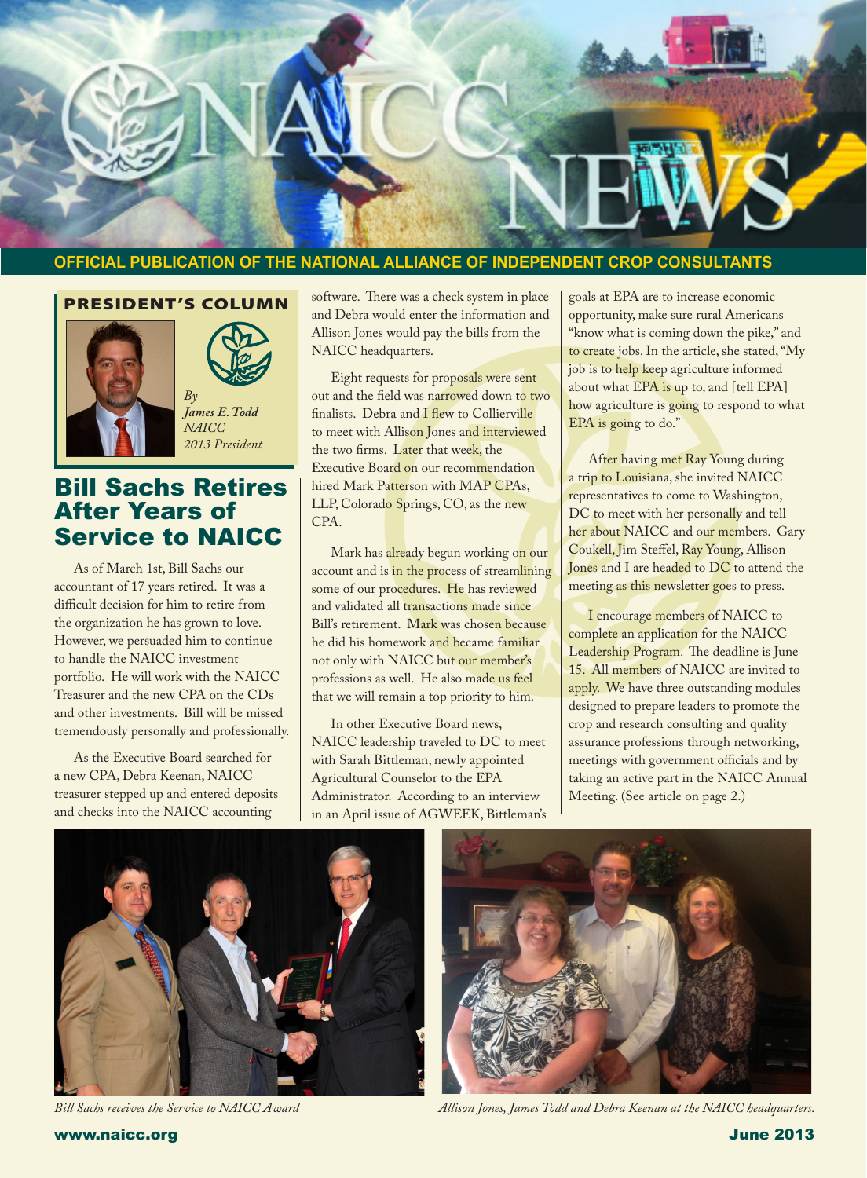# NAICC NEWS

**OFFICIAL PUBLICATION OF THE NATIONAL ALLIANCE OF INDEPENDENT CROP CONSULTANTS**

## PRESIDENT'S COLUMN

*By*
*James E. Todd*
*NAICC*
*2013 President*

## Bill Sachs Retires After Years of Service to NAICC

As of March 1st, Bill Sachs our accountant of 17 years retired. It was a difficult decision for him to retire from the organization he has grown to love. However, we persuaded him to continue to handle the NAICC investment portfolio. He will work with the NAICC Treasurer and the new CPA on the CDs and other investments. Bill will be missed tremendously personally and professionally.

As the Executive Board searched for a new CPA, Debra Keenan, NAICC treasurer stepped up and entered deposits and checks into the NAICC accounting software. There was a check system in place and Debra would enter the information and Allison Jones would pay the bills from the NAICC headquarters.

Eight requests for proposals were sent out and the field was narrowed down to two finalists. Debra and I flew to Collierville to meet with Allison Jones and interviewed the two firms. Later that week, the Executive Board on our recommendation hired Mark Patterson with MAP CPAs, LLP, Colorado Springs, CO, as the new CPA.

Mark has already begun working on our account and is in the process of streamlining some of our procedures. He has reviewed and validated all transactions made since Bill's retirement. Mark was chosen because he did his homework and became familiar not only with NAICC but our member's professions as well. He also made us feel that we will remain a top priority to him.

In other Executive Board news, NAICC leadership traveled to DC to meet with Sarah Bittleman, newly appointed Agricultural Counselor to the EPA Administrator. According to an interview in an April issue of AGWEEK, Bittleman's goals at EPA are to increase economic opportunity, make sure rural Americans "know what is coming down the pike," and to create jobs. In the article, she stated, "My job is to help keep agriculture informed about what EPA is up to, and [tell EPA] how agriculture is going to respond to what EPA is going to do."

After having met Ray Young during a trip to Louisiana, she invited NAICC representatives to come to Washington, DC to meet with her personally and tell her about NAICC and our members. Gary Coukell, Jim Steffel, Ray Young, Allison Jones and I are headed to DC to attend the meeting as this newsletter goes to press.

I encourage members of NAICC to complete an application for the NAICC Leadership Program. The deadline is June 15. All members of NAICC are invited to apply. We have three outstanding modules designed to prepare leaders to promote the crop and research consulting and quality assurance professions through networking, meetings with government officials and by taking an active part in the NAICC Annual Meeting. (See article on page 2.)

*Bill Sachs receives the Service to NAICC Award*

*Allison Jones, James Todd and Debra Keenan at the NAICC headquarters.*

www.naicc.org

June 2013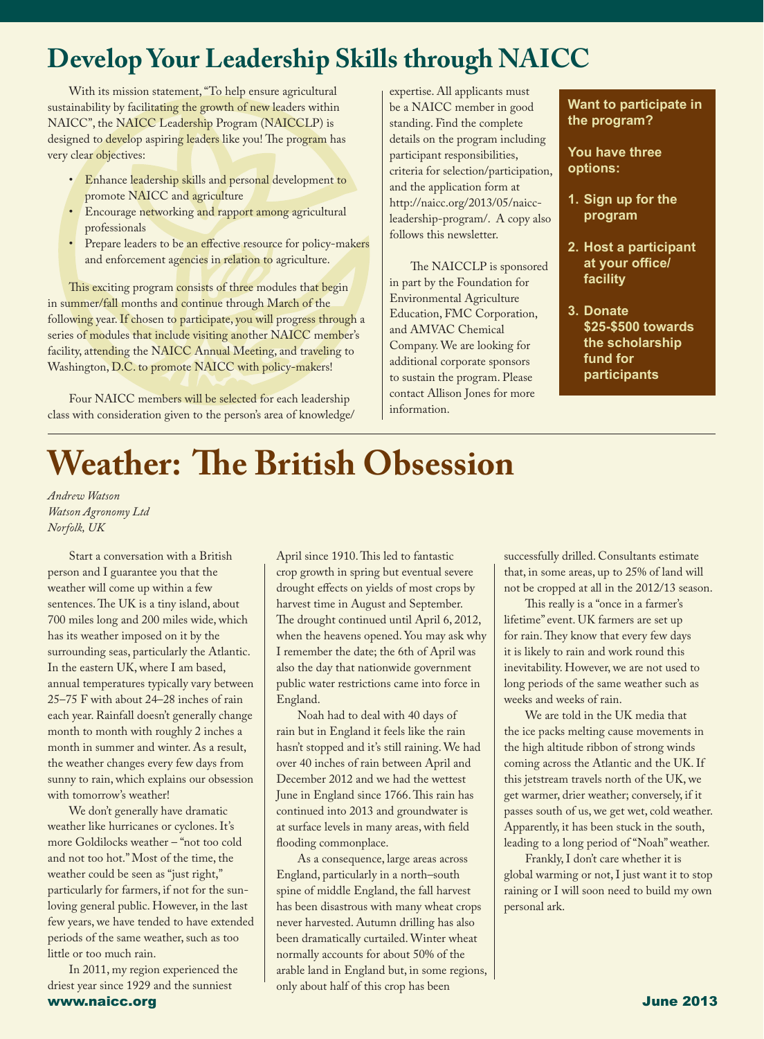# Develop Your Leadership Skills through NAICC

With its mission statement, "To help ensure agricultural sustainability by facilitating the growth of new leaders within NAICC", the NAICC Leadership Program (NAICCLP) is designed to develop aspiring leaders like you! The program has very clear objectives:

- Enhance leadership skills and personal development to promote NAICC and agriculture
- Encourage networking and rapport among agricultural professionals
- Prepare leaders to be an effective resource for policy-makers and enforcement agencies in relation to agriculture.

This exciting program consists of three modules that begin in summer/fall months and continue through March of the following year. If chosen to participate, you will progress through a series of modules that include visiting another NAICC member's facility, attending the NAICC Annual Meeting, and traveling to Washington, D.C. to promote NAICC with policy-makers!

Four NAICC members will be selected for each leadership class with consideration given to the person's area of knowledge/ expertise. All applicants must be a NAICC member in good standing. Find the complete details on the program including participant responsibilities, criteria for selection/participation, and the application form at http://naicc.org/2013/05/naicc-leadership-program/. A copy also follows this newsletter.

The NAICCLP is sponsored in part by the Foundation for Environmental Agriculture Education, FMC Corporation, and AMVAC Chemical Company. We are looking for additional corporate sponsors to sustain the program. Please contact Allison Jones for more information.

**Want to participate in the program?**

**You have three options:**

1. **Sign up for the program**
2. **Host a participant at your office/ facility**
3. **Donate \$25-\$500 towards the scholarship fund for participants**

# Weather: The British Obsession

*Andrew Watson*
*Watson Agronomy Ltd*
*Norfolk, UK*

Start a conversation with a British person and I guarantee you that the weather will come up within a few sentences. The UK is a tiny island, about 700 miles long and 200 miles wide, which has its weather imposed on it by the surrounding seas, particularly the Atlantic. In the eastern UK, where I am based, annual temperatures typically vary between 25–75 F with about 24–28 inches of rain each year. Rainfall doesn't generally change month to month with roughly 2 inches a month in summer and winter. As a result, the weather changes every few days from sunny to rain, which explains our obsession with tomorrow's weather!

We don't generally have dramatic weather like hurricanes or cyclones. It's more Goldilocks weather – "not too cold and not too hot." Most of the time, the weather could be seen as "just right," particularly for farmers, if not for the sun-loving general public. However, in the last few years, we have tended to have extended periods of the same weather, such as too little or too much rain.

In 2011, my region experienced the driest year since 1929 and the sunniest April since 1910. This led to fantastic crop growth in spring but eventual severe drought effects on yields of most crops by harvest time in August and September. The drought continued until April 6, 2012, when the heavens opened. You may ask why I remember the date; the 6th of April was also the day that nationwide government public water restrictions came into force in England.

Noah had to deal with 40 days of rain but in England it feels like the rain hasn't stopped and it's still raining. We had over 40 inches of rain between April and December 2012 and we had the wettest June in England since 1766. This rain has continued into 2013 and groundwater is at surface levels in many areas, with field flooding commonplace.

As a consequence, large areas across England, particularly in a north–south spine of middle England, the fall harvest has been disastrous with many wheat crops never harvested. Autumn drilling has also been dramatically curtailed. Winter wheat normally accounts for about 50% of the arable land in England but, in some regions, only about half of this crop has been successfully drilled. Consultants estimate that, in some areas, up to 25% of land will not be cropped at all in the 2012/13 season.

This really is a "once in a farmer's lifetime" event. UK farmers are set up for rain. They know that every few days it is likely to rain and work round this inevitability. However, we are not used to long periods of the same weather such as weeks and weeks of rain.

We are told in the UK media that the ice packs melting cause movements in the high altitude ribbon of strong winds coming across the Atlantic and the UK. If this jetstream travels north of the UK, we get warmer, drier weather; conversely, if it passes south of us, we get wet, cold weather. Apparently, it has been stuck in the south, leading to a long period of "Noah" weather.

Frankly, I don't care whether it is global warming or not, I just want it to stop raining or I will soon need to build my own personal ark.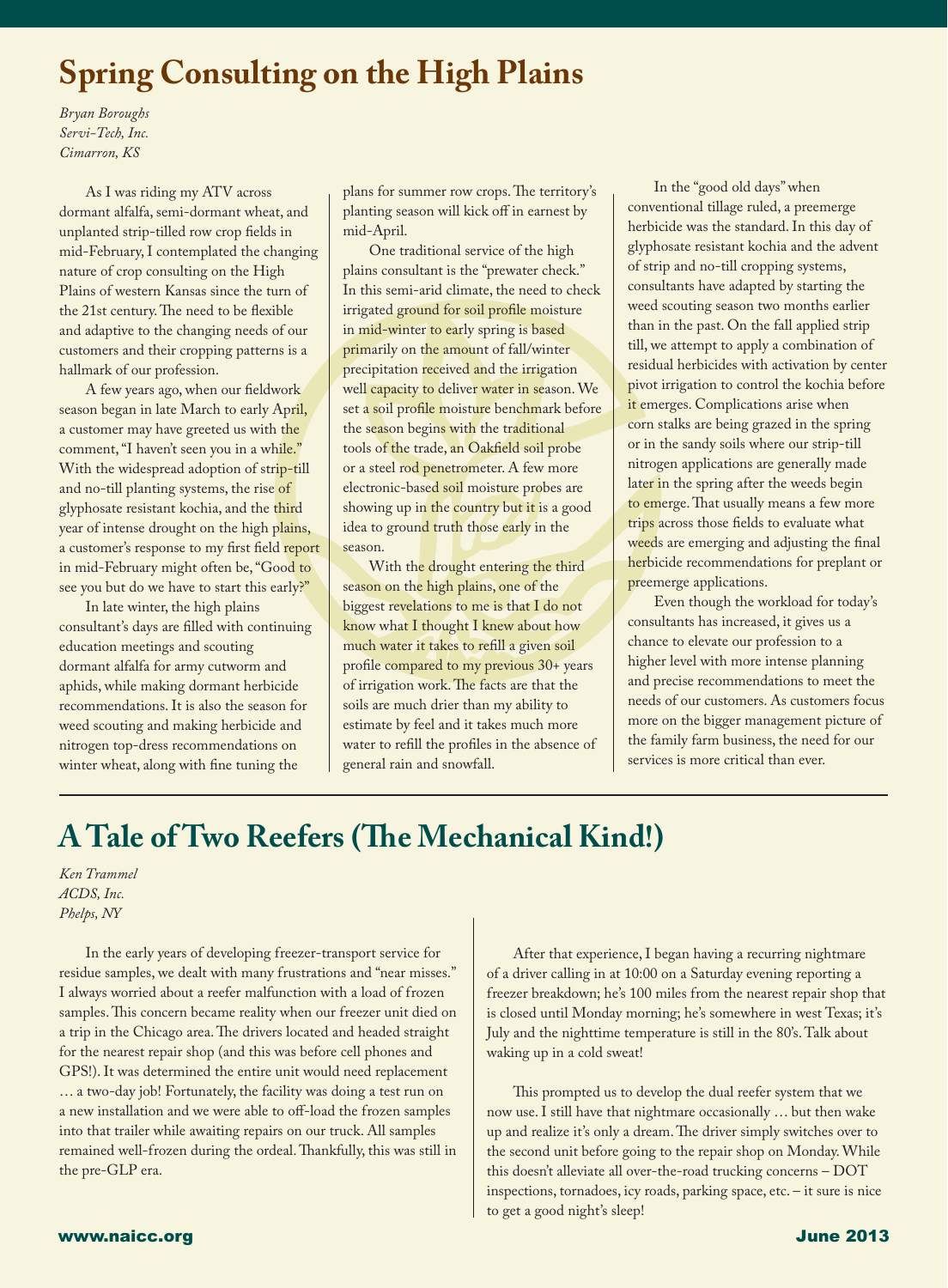# Spring Consulting on the High Plains

*Bryan Boroughs*
*Servi-Tech, Inc.*
*Cimarron, KS*

As I was riding my ATV across dormant alfalfa, semi-dormant wheat, and unplanted strip-tilled row crop fields in mid-February, I contemplated the changing nature of crop consulting on the High Plains of western Kansas since the turn of the 21st century. The need to be flexible and adaptive to the changing needs of our customers and their cropping patterns is a hallmark of our profession.

A few years ago, when our fieldwork season began in late March to early April, a customer may have greeted us with the comment, "I haven't seen you in a while." With the widespread adoption of strip-till and no-till planting systems, the rise of glyphosate resistant kochia, and the third year of intense drought on the high plains, a customer's response to my first field report in mid-February might often be, "Good to see you but do we have to start this early?"

In late winter, the high plains consultant's days are filled with continuing education meetings and scouting dormant alfalfa for army cutworm and aphids, while making dormant herbicide recommendations. It is also the season for weed scouting and making herbicide and nitrogen top-dress recommendations on winter wheat, along with fine tuning the plans for summer row crops. The territory's planting season will kick off in earnest by mid-April.

One traditional service of the high plains consultant is the "prewater check." In this semi-arid climate, the need to check irrigated ground for soil profile moisture in mid-winter to early spring is based primarily on the amount of fall/winter precipitation received and the irrigation well capacity to deliver water in season. We set a soil profile moisture benchmark before the season begins with the traditional tools of the trade, an Oakfield soil probe or a steel rod penetrometer. A few more electronic-based soil moisture probes are showing up in the country but it is a good idea to ground truth those early in the season.

With the drought entering the third season on the high plains, one of the biggest revelations to me is that I do not know what I thought I knew about how much water it takes to refill a given soil profile compared to my previous 30+ years of irrigation work. The facts are that the soils are much drier than my ability to estimate by feel and it takes much more water to refill the profiles in the absence of general rain and snowfall.

In the "good old days" when conventional tillage ruled, a preemerge herbicide was the standard. In this day of glyphosate resistant kochia and the advent of strip and no-till cropping systems, consultants have adapted by starting the weed scouting season two months earlier than in the past. On the fall applied strip till, we attempt to apply a combination of residual herbicides with activation by center pivot irrigation to control the kochia before it emerges. Complications arise when corn stalks are being grazed in the spring or in the sandy soils where our strip-till nitrogen applications are generally made later in the spring after the weeds begin to emerge. That usually means a few more trips across those fields to evaluate what weeds are emerging and adjusting the final herbicide recommendations for preplant or preemerge applications.

Even though the workload for today's consultants has increased, it gives us a chance to elevate our profession to a higher level with more intense planning and precise recommendations to meet the needs of our customers. As customers focus more on the bigger management picture of the family farm business, the need for our services is more critical than ever.

# A Tale of Two Reefers (The Mechanical Kind!)

*Ken Trammel*
*ACDS, Inc.*
*Phelps, NY*

In the early years of developing freezer-transport service for residue samples, we dealt with many frustrations and "near misses." I always worried about a reefer malfunction with a load of frozen samples. This concern became reality when our freezer unit died on a trip in the Chicago area. The drivers located and headed straight for the nearest repair shop (and this was before cell phones and GPS!). It was determined the entire unit would need replacement … a two-day job! Fortunately, the facility was doing a test run on a new installation and we were able to off-load the frozen samples into that trailer while awaiting repairs on our truck. All samples remained well-frozen during the ordeal. Thankfully, this was still in the pre-GLP era.

After that experience, I began having a recurring nightmare of a driver calling in at 10:00 on a Saturday evening reporting a freezer breakdown; he's 100 miles from the nearest repair shop that is closed until Monday morning; he's somewhere in west Texas; it's July and the nighttime temperature is still in the 80's. Talk about waking up in a cold sweat!

This prompted us to develop the dual reefer system that we now use. I still have that nightmare occasionally … but then wake up and realize it's only a dream. The driver simply switches over to the second unit before going to the repair shop on Monday. While this doesn't alleviate all over-the-road trucking concerns – DOT inspections, tornadoes, icy roads, parking space, etc. – it sure is nice to get a good night's sleep!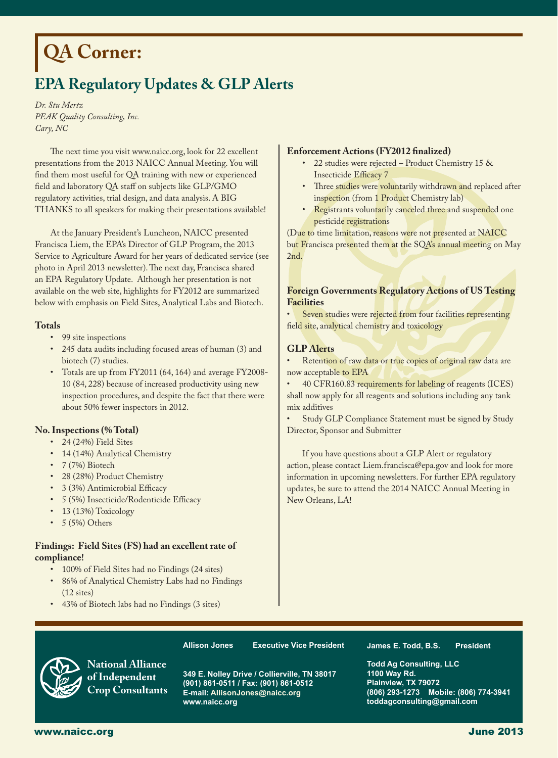# QA Corner:

## EPA Regulatory Updates & GLP Alerts

*Dr. Stu Mertz*
*PEAK Quality Consulting, Inc.*
*Cary, NC*

The next time you visit www.naicc.org, look for 22 excellent presentations from the 2013 NAICC Annual Meeting. You will find them most useful for QA training with new or experienced field and laboratory QA staff on subjects like GLP/GMO regulatory activities, trial design, and data analysis. A BIG THANKS to all speakers for making their presentations available!

At the January President's Luncheon, NAICC presented Francisca Liem, the EPA's Director of GLP Program, the 2013 Service to Agriculture Award for her years of dedicated service (see photo in April 2013 newsletter). The next day, Francisca shared an EPA Regulatory Update. Although her presentation is not available on the web site, highlights for FY2012 are summarized below with emphasis on Field Sites, Analytical Labs and Biotech.

**Totals**

- 99 site inspections
- 245 data audits including focused areas of human (3) and biotech (7) studies.
- Totals are up from FY2011 (64, 164) and average FY2008-10 (84, 228) because of increased productivity using new inspection procedures, and despite the fact that there were about 50% fewer inspectors in 2012.

**No. Inspections (% Total)**

- 24 (24%) Field Sites
- 14 (14%) Analytical Chemistry
- 7 (7%) Biotech
- 28 (28%) Product Chemistry
- 3 (3%) Antimicrobial Efficacy
- 5 (5%) Insecticide/Rodenticide Efficacy
- 13 (13%) Toxicology
- 5 (5%) Others

**Findings: Field Sites (FS) had an excellent rate of compliance!**

- 100% of Field Sites had no Findings (24 sites)
- 86% of Analytical Chemistry Labs had no Findings (12 sites)
- 43% of Biotech labs had no Findings (3 sites)

**Enforcement Actions (FY2012 finalized)**

- 22 studies were rejected – Product Chemistry 15 & Insecticide Efficacy 7
- Three studies were voluntarily withdrawn and replaced after inspection (from 1 Product Chemistry lab)
- Registrants voluntarily canceled three and suspended one pesticide registrations

(Due to time limitation, reasons were not presented at NAICC but Francisca presented them at the SQA's annual meeting on May 2nd.

**Foreign Governments Regulatory Actions of US Testing Facilities**

- Seven studies were rejected from four facilities representing field site, analytical chemistry and toxicology

**GLP Alerts**

- Retention of raw data or true copies of original raw data are now acceptable to EPA
- 40 CFR160.83 requirements for labeling of reagents (ICES) shall now apply for all reagents and solutions including any tank mix additives
- Study GLP Compliance Statement must be signed by Study Director, Sponsor and Submitter

If you have questions about a GLP Alert or regulatory action, please contact Liem.francisca@epa.gov and look for more information in upcoming newsletters. For further EPA regulatory updates, be sure to attend the 2014 NAICC Annual Meeting in New Orleans, LA!

**National Alliance of Independent Crop Consultants**

**Allison Jones** Executive Vice President
349 E. Nolley Drive / Collierville, TN 38017
(901) 861-0511 / Fax: (901) 861-0512
E-mail: AllisonJones@naicc.org
www.naicc.org

**James E. Todd, B.S.** President
Todd Ag Consulting, LLC
1100 Way Rd.
Plainview, TX 79072
(806) 293-1273 Mobile: (806) 774-3941
toddagconsulting@gmail.com